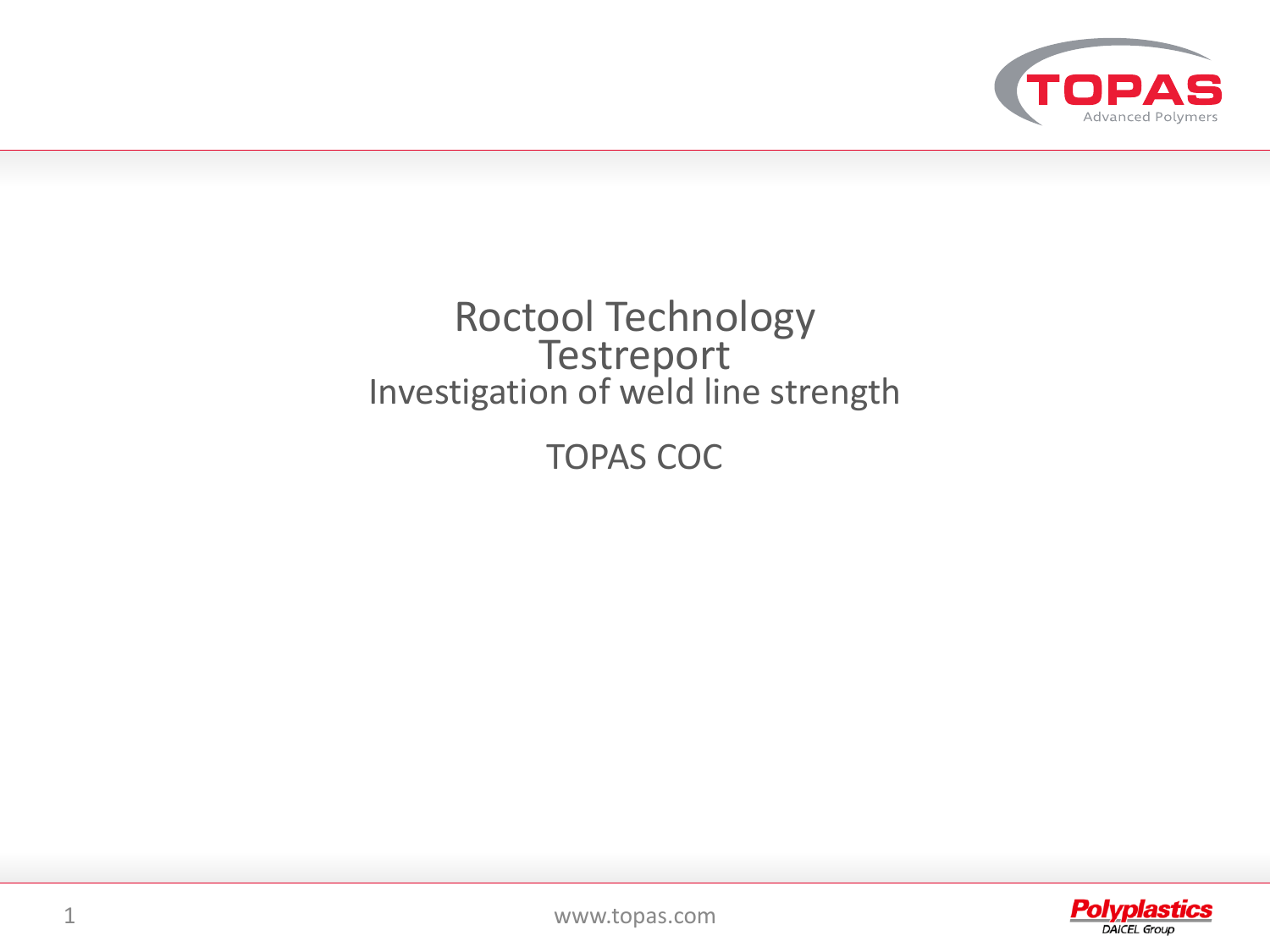# Roctool Technology Testreport

## Investigation of weld line strength

TOPAS COC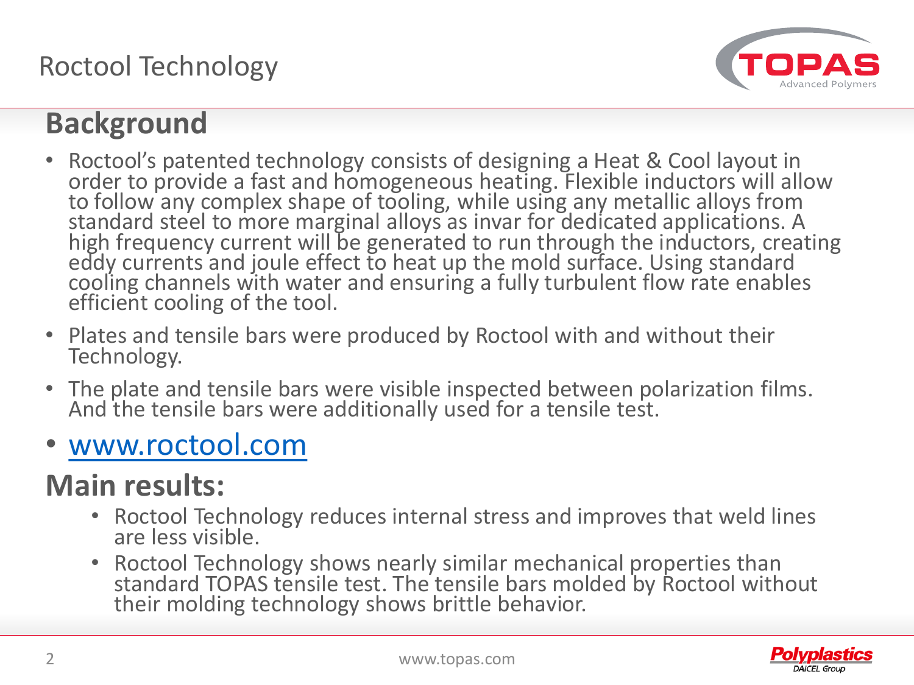# Roctool Technology

## Background

- Roctool's patented technology consists of designing a Heat & Cool layout in order to provide a fast and homogeneous heating. Flexible inductors will allow to follow any complex shape of tooling, while using any metallic alloys from standard steel to more marginal alloys as invar for dedicated applications. A high frequency current will be generated to run through the inductors, creating eddy currents and joule effect to heat up the mold surface. Using standard cooling channels with water and ensuring a fully turbulent flow rate enables efficient cooling of the tool.
- Plates and tensile bars were produced by Roctool with and without their Technology.
- The plate and tensile bars were visible inspected between polarization films. And the tensile bars were additionally used for a tensile test.
- [www.roctool.com](http://www.roctool.com)

## Main results:

- Roctool Technology reduces internal stress and improves that weld lines are less visible.
- Roctool Technology shows nearly similar mechanical properties than standard TOPAS tensile test. The tensile bars molded by Roctool without their molding technology shows brittle behavior.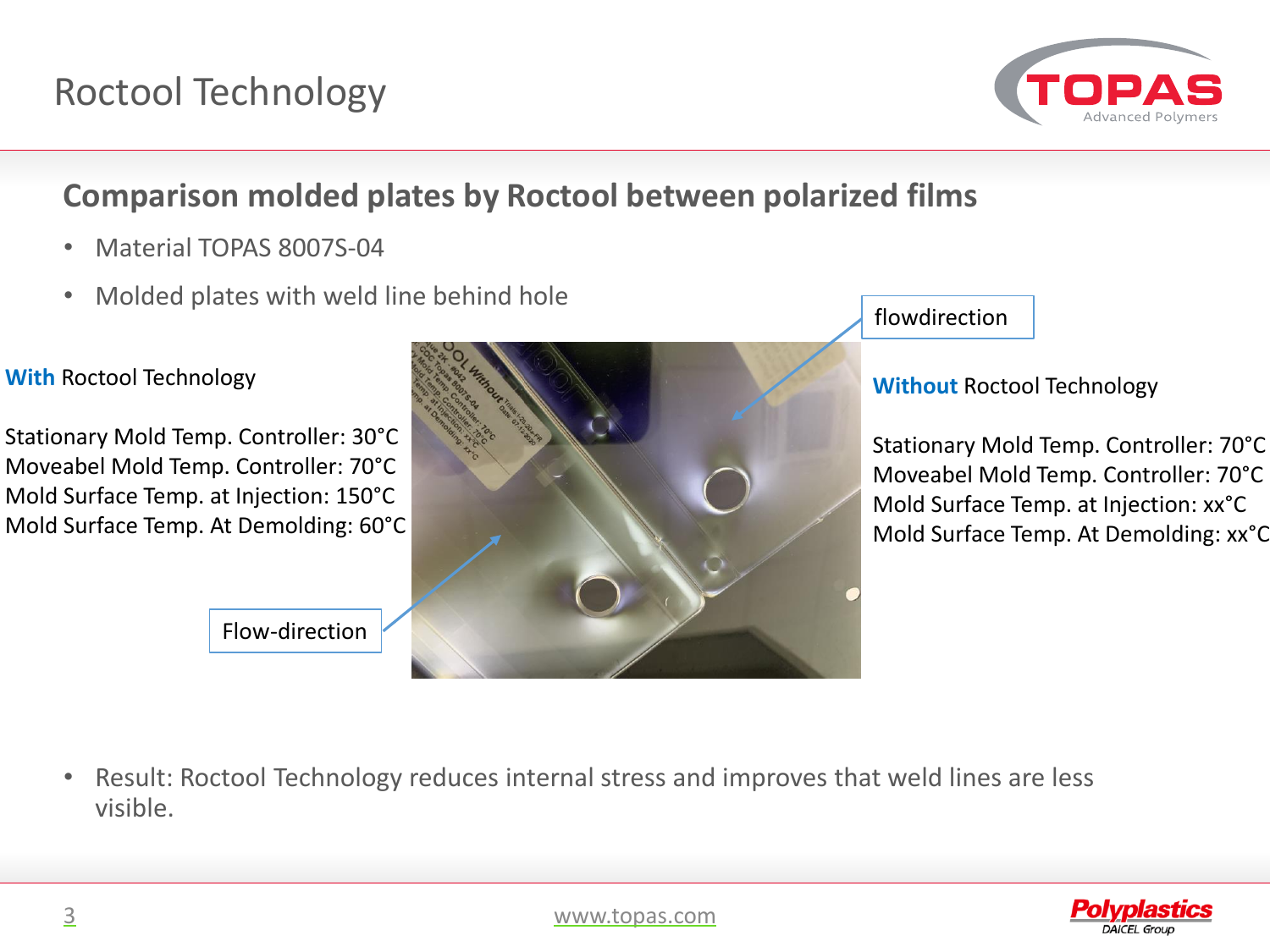# Roctool Technology

## Comparison molded plates by Roctool between polarized films

- Material TOPAS 8007S-04
- Molded plates with weld line behind hole

**With** Roctool Technology

Stationary Mold Temp. Controller: 30°C
Moveabel Mold Temp. Controller: 70°C
Mold Surface Temp. at Injection: 150°C
Mold Surface Temp. At Demolding: 60°C

Flow-direction

flowdirection

**Without** Roctool Technology

Stationary Mold Temp. Controller: 70°C
Moveabel Mold Temp. Controller: 70°C
Mold Surface Temp. at Injection: xx°C
Mold Surface Temp. At Demolding: xx°C

- Result: Roctool Technology reduces internal stress and improves that weld lines are less visible.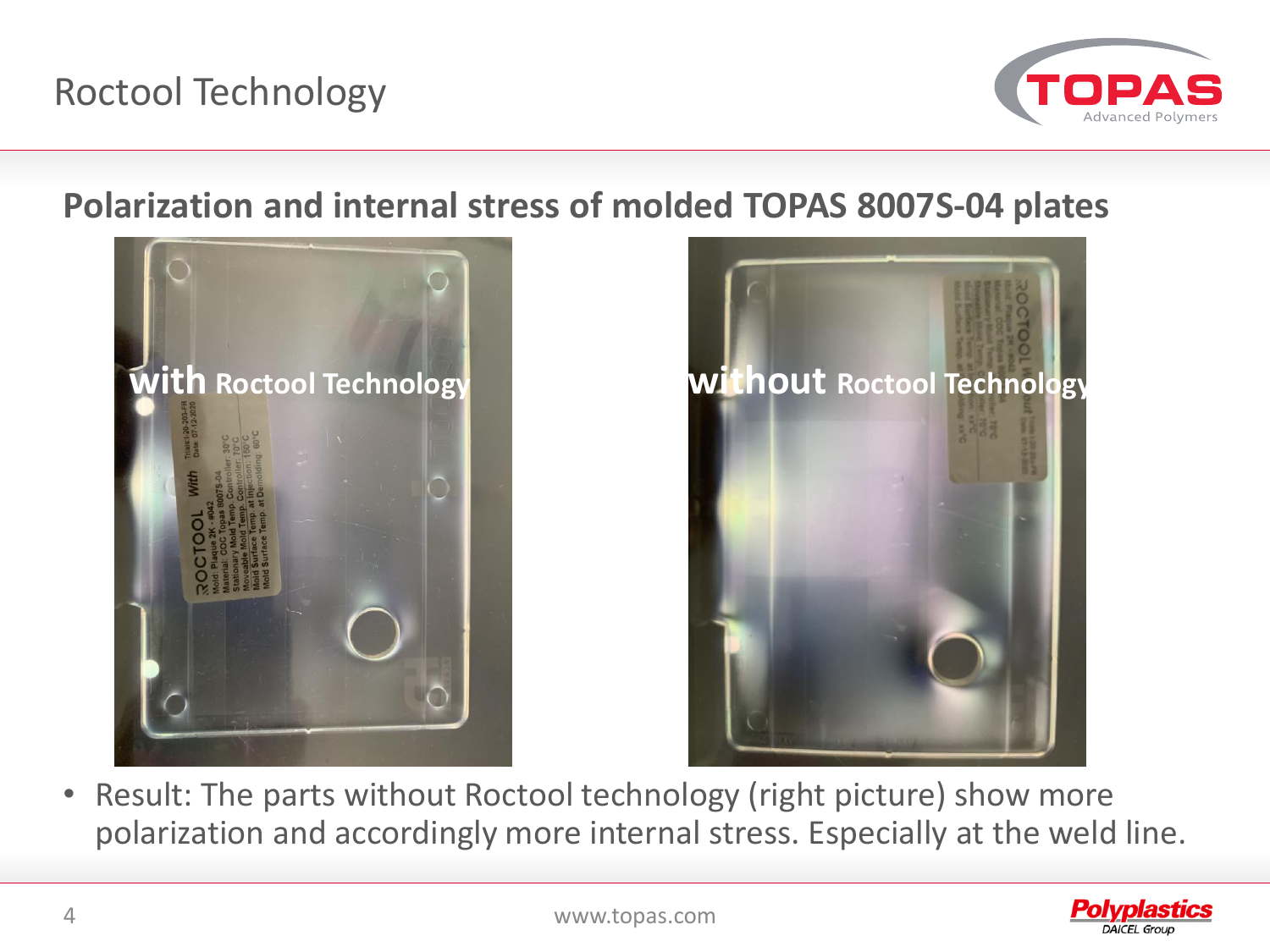# Roctool Technology

## Polarization and internal stress of molded TOPAS 8007S-04 plates

**with** Roctool Technology

**without** Roctool Technology

- Result: The parts without Roctool technology (right picture) show more polarization and accordingly more internal stress. Especially at the weld line.

www.topas.com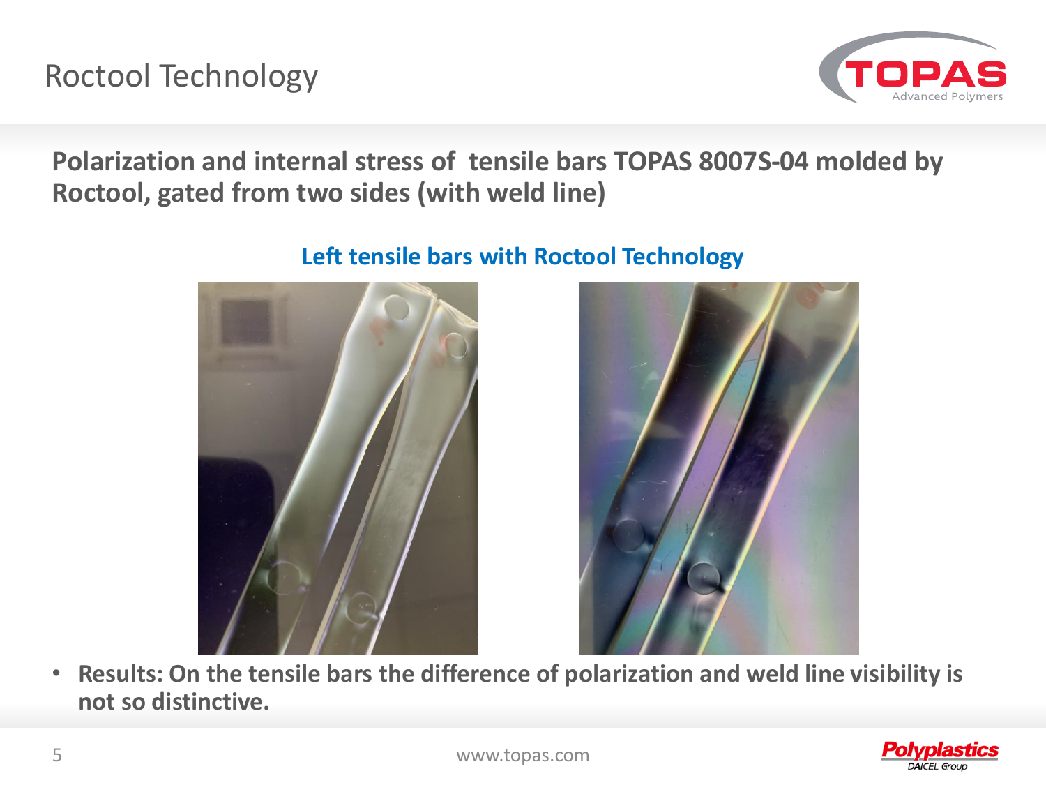# Roctool Technology

**Polarization and internal stress of tensile bars TOPAS 8007S-04 molded by Roctool, gated from two sides (with weld line)**

**Left tensile bars with Roctool Technology**

- **Results: On the tensile bars the difference of polarization and weld line visibility is not so distinctive.**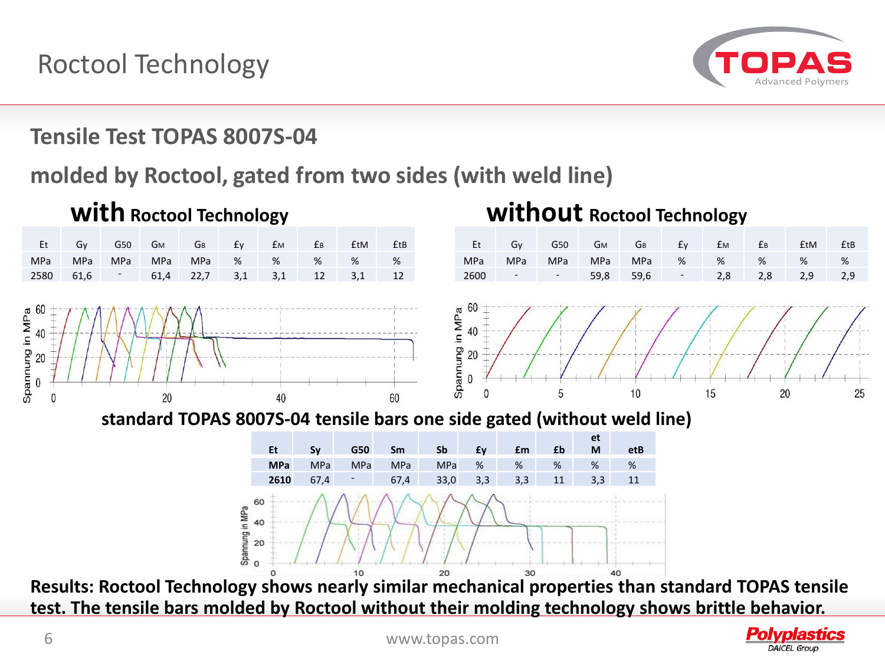# Roctool Technology

## Tensile Test TOPAS 8007S-04

## molded by Roctool, gated from two sides (with weld line)

### with Roctool Technology

| Et | Gy | G50 | GM | GB | £y | £M | £B | £tM | £tB |
|---|---|---|---|---|---|---|---|---|---|
| MPa | MPa | MPa | MPa | MPa | % | % | % | % | % |
| 2580 | 61,6 | - | 61,4 | 22,7 | 3,1 | 3,1 | 12 | 3,1 | 12 |

Spannung in MPa
60
40
20
0
0
20
40
60

### without Roctool Technology

| Et | Gy | G50 | GM | GB | £y | £M | £B | £tM | £tB |
|---|---|---|---|---|---|---|---|---|---|
| MPa | MPa | MPa | MPa | MPa | % | % | % | % | % |
| 2600 | - | - | 59,8 | 59,6 | - | 2,8 | 2,8 | 2,9 | 2,9 |

Spannung in MPa
60
40
20
0
0
5
10
15
20
25

### standard TOPAS 8007S-04 tensile bars one side gated (without weld line)

| Et | Sy | G50 | Sm | Sb | £y | £m | £b | et M | etB |
|---|---|---|---|---|---|---|---|---|---|
| MPa | MPa | MPa | MPa | MPa | % | % | % | % | % |
| 2610 | 67,4 | - | 67,4 | 33,0 | 3,3 | 3,3 | 11 | 3,3 | 11 |

Spannung in MPa
60
40
20
0
0
10
20
30
40

**Results: Roctool Technology shows nearly similar mechanical properties than standard TOPAS tensile test. The tensile bars molded by Roctool without their molding technology shows brittle behavior.**